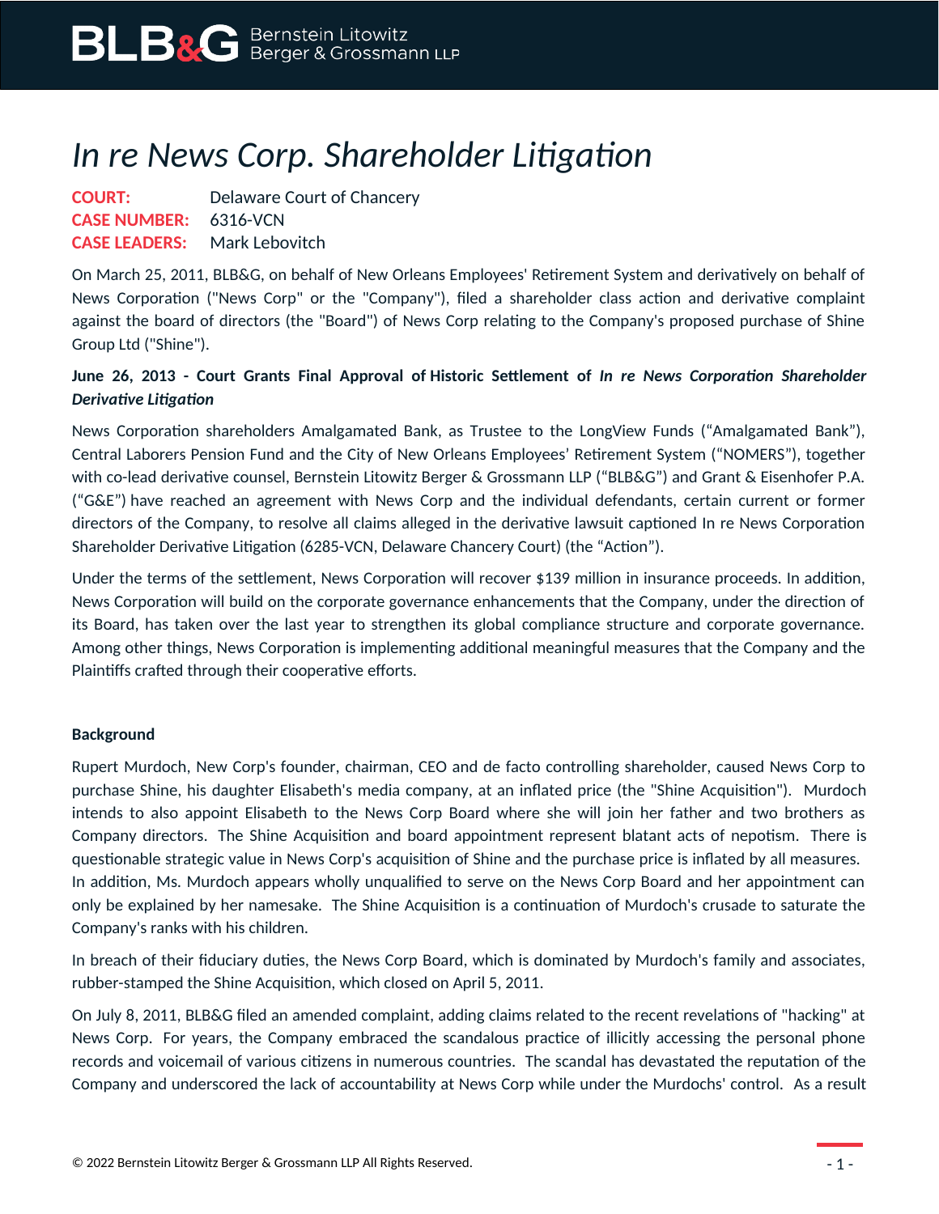# *In re News Corp. Shareholder Litigation*

**COURT:** Delaware Court of Chancery
**CASE NUMBER:** 6316-VCN
**CASE LEADERS:** Mark Lebovitch

On March 25, 2011, BLB&G, on behalf of New Orleans Employees' Retirement System and derivatively on behalf of News Corporation ("News Corp" or the "Company"), filed a shareholder class action and derivative complaint against the board of directors (the "Board") of News Corp relating to the Company's proposed purchase of Shine Group Ltd ("Shine").

**June 26, 2013 - Court Grants Final Approval of Historic Settlement of *In re News Corporation Shareholder Derivative Litigation***

News Corporation shareholders Amalgamated Bank, as Trustee to the LongView Funds ("Amalgamated Bank"), Central Laborers Pension Fund and the City of New Orleans Employees' Retirement System ("NOMERS"), together with co-lead derivative counsel, Bernstein Litowitz Berger & Grossmann LLP ("BLB&G") and Grant & Eisenhofer P.A. ("G&E") have reached an agreement with News Corp and the individual defendants, certain current or former directors of the Company, to resolve all claims alleged in the derivative lawsuit captioned In re News Corporation Shareholder Derivative Litigation (6285-VCN, Delaware Chancery Court) (the "Action").

Under the terms of the settlement, News Corporation will recover $139 million in insurance proceeds. In addition, News Corporation will build on the corporate governance enhancements that the Company, under the direction of its Board, has taken over the last year to strengthen its global compliance structure and corporate governance. Among other things, News Corporation is implementing additional meaningful measures that the Company and the Plaintiffs crafted through their cooperative efforts.

**Background**

Rupert Murdoch, New Corp's founder, chairman, CEO and de facto controlling shareholder, caused News Corp to purchase Shine, his daughter Elisabeth's media company, at an inflated price (the "Shine Acquisition"). Murdoch intends to also appoint Elisabeth to the News Corp Board where she will join her father and two brothers as Company directors. The Shine Acquisition and board appointment represent blatant acts of nepotism. There is questionable strategic value in News Corp's acquisition of Shine and the purchase price is inflated by all measures. In addition, Ms. Murdoch appears wholly unqualified to serve on the News Corp Board and her appointment can only be explained by her namesake. The Shine Acquisition is a continuation of Murdoch's crusade to saturate the Company's ranks with his children.

In breach of their fiduciary duties, the News Corp Board, which is dominated by Murdoch's family and associates, rubber-stamped the Shine Acquisition, which closed on April 5, 2011.

On July 8, 2011, BLB&G filed an amended complaint, adding claims related to the recent revelations of "hacking" at News Corp. For years, the Company embraced the scandalous practice of illicitly accessing the personal phone records and voicemail of various citizens in numerous countries. The scandal has devastated the reputation of the Company and underscored the lack of accountability at News Corp while under the Murdochs' control. As a result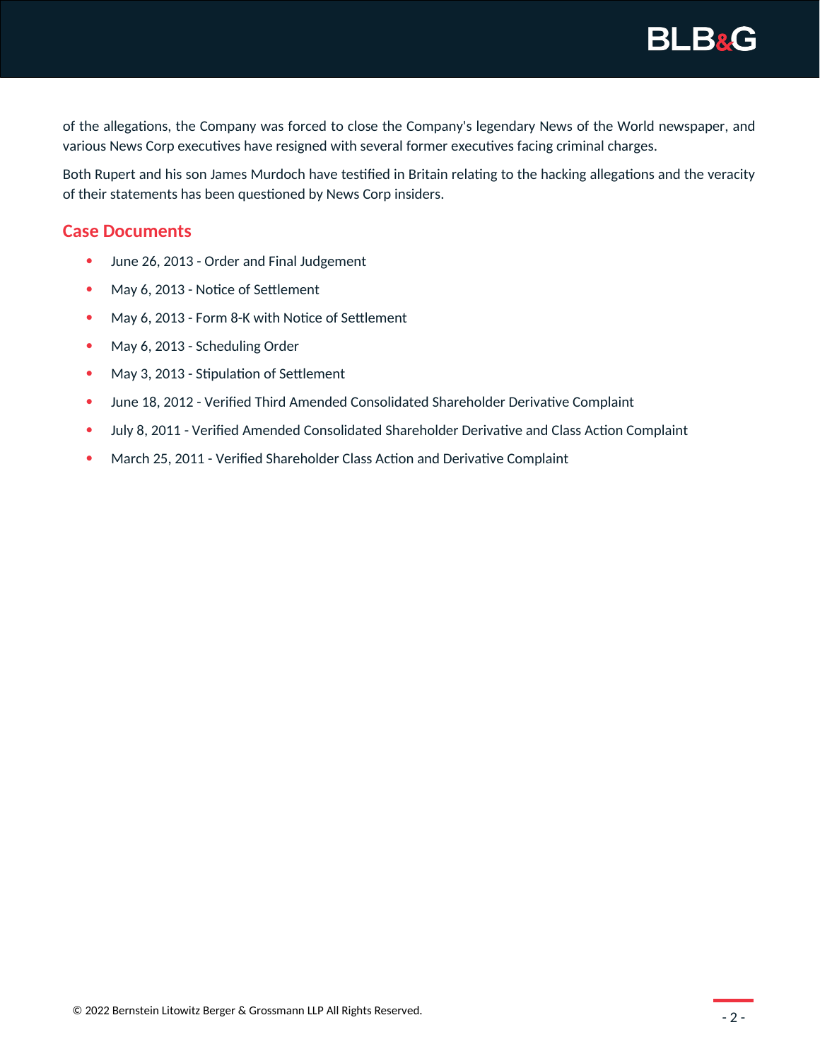of the allegations, the Company was forced to close the Company's legendary News of the World newspaper, and various News Corp executives have resigned with several former executives facing criminal charges.

Both Rupert and his son James Murdoch have testified in Britain relating to the hacking allegations and the veracity of their statements has been questioned by News Corp insiders.

## Case Documents

- June 26, 2013 - Order and Final Judgement
- May 6, 2013 - Notice of Settlement
- May 6, 2013 - Form 8-K with Notice of Settlement
- May 6, 2013 - Scheduling Order
- May 3, 2013 - Stipulation of Settlement
- June 18, 2012 - Verified Third Amended Consolidated Shareholder Derivative Complaint
- July 8, 2011 - Verified Amended Consolidated Shareholder Derivative and Class Action Complaint
- March 25, 2011 - Verified Shareholder Class Action and Derivative Complaint